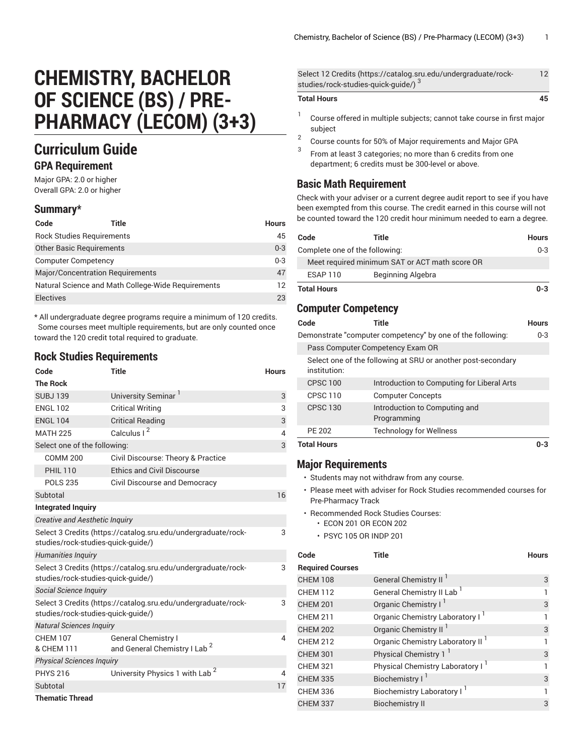# CHEMISTRY, BACHELOR OF SCIENCE (BS) / PRE-PHARMACY (LECOM) (3+3)

## Curriculum Guide

### GPA Requirement

Major GPA: 2.0 or higher
Overall GPA: 2.0 or higher

### Summary*

| Code | Title | Hours |
|---|---|---|
| Rock Studies Requirements | | 45 |
| Other Basic Requirements | | 0-3 |
| Computer Competency | | 0-3 |
| Major/Concentration Requirements | | 47 |
| Natural Science and Math College-Wide Requirements | | 12 |
| Electives | | 23 |

\* All undergraduate degree programs require a minimum of 120 credits. Some courses meet multiple requirements, but are only counted once toward the 120 credit total required to graduate.

### Rock Studies Requirements

| Code | Title | Hours |
|---|---|---|
| **The Rock** | | |
| SUBJ 139 | University Seminar [1] | 3 |
| ENGL 102 | Critical Writing | 3 |
| ENGL 104 | Critical Reading | 3 |
| MATH 225 | Calculus I [2] | 4 |
| Select one of the following: | | 3 |
| COMM 200 | Civil Discourse: Theory & Practice | |
| PHIL 110 | Ethics and Civil Discourse | |
| POLS 235 | Civil Discourse and Democracy | |
| Subtotal | | 16 |
| **Integrated Inquiry** | | |
| *Creative and Aesthetic Inquiry* | | |
| Select 3 Credits (https://catalog.sru.edu/undergraduate/rock-studies/rock-studies-quick-guide/) | | 3 |
| *Humanities Inquiry* | | |
| Select 3 Credits (https://catalog.sru.edu/undergraduate/rock-studies/rock-studies-quick-guide/) | | 3 |
| *Social Science Inquiry* | | |
| Select 3 Credits (https://catalog.sru.edu/undergraduate/rock-studies/rock-studies-quick-guide/) | | 3 |
| *Natural Sciences Inquiry* | | |
| CHEM 107 & CHEM 111 | General Chemistry I and General Chemistry I Lab [2] | 4 |
| *Physical Sciences Inquiry* | | |
| PHYS 216 | University Physics 1 with Lab [2] | 4 |
| Subtotal | | 17 |
| **Thematic Thread** | | |
| Select 12 Credits (https://catalog.sru.edu/undergraduate/rock-studies/rock-studies-quick-guide/) [3] | | 12 |
| **Total Hours** | | **45** |

1. Course offered in multiple subjects; cannot take course in first major subject
2. Course counts for 50% of Major requirements and Major GPA
3. From at least 3 categories; no more than 6 credits from one department; 6 credits must be 300-level or above.

### Basic Math Requirement

Check with your adviser or a current degree audit report to see if you have been exempted from this course. The credit earned in this course will not be counted toward the 120 credit hour minimum needed to earn a degree.

| Code | Title | Hours |
|---|---|---|
| Complete one of the following: | | 0-3 |
| Meet required minimum SAT or ACT math score OR | | |
| ESAP 110 | Beginning Algebra | |
| **Total Hours** | | **0-3** |

### Computer Competency

| Code | Title | Hours |
|---|---|---|
| Demonstrate "computer competency" by one of the following: | | 0-3 |
| Pass Computer Competency Exam OR | | |
| Select one of the following at SRU or another post-secondary institution: | | |
| CPSC 100 | Introduction to Computing for Liberal Arts | |
| CPSC 110 | Computer Concepts | |
| CPSC 130 | Introduction to Computing and Programming | |
| PE 202 | Technology for Wellness | |
| **Total Hours** | | **0-3** |

### Major Requirements

- Students may not withdraw from any course.
- Please meet with adviser for Rock Studies recommended courses for Pre-Pharmacy Track
- Recommended Rock Studies Courses:
  - ECON 201 OR ECON 202
  - PSYC 105 OR INDP 201

| Code | Title | Hours |
|---|---|---|
| **Required Courses** | | |
| CHEM 108 | General Chemistry II [1] | 3 |
| CHEM 112 | General Chemistry II Lab [1] | 1 |
| CHEM 201 | Organic Chemistry I [1] | 3 |
| CHEM 211 | Organic Chemistry Laboratory I [1] | 1 |
| CHEM 202 | Organic Chemistry II [1] | 3 |
| CHEM 212 | Organic Chemistry Laboratory II [1] | 1 |
| CHEM 301 | Physical Chemistry 1 [1] | 3 |
| CHEM 321 | Physical Chemistry Laboratory I [1] | 1 |
| CHEM 335 | Biochemistry I [1] | 3 |
| CHEM 336 | Biochemistry Laboratory I [1] | 1 |
| CHEM 337 | Biochemistry II | 3 |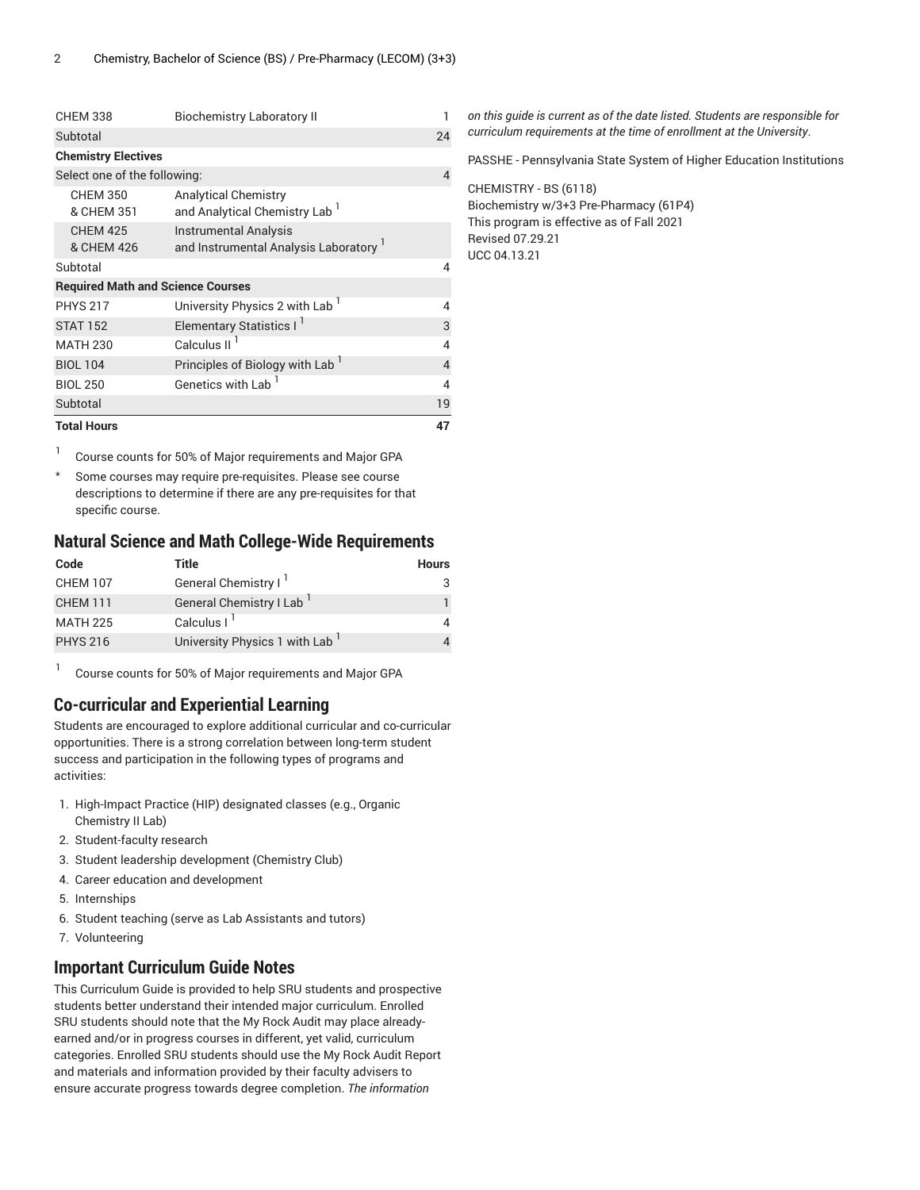| | | |
|---|---|---|
| CHEM 338 | Biochemistry Laboratory II | 1 |
| Subtotal | | 24 |
| **Chemistry Electives** | | |
| Select one of the following: | | 4 |
| CHEM 350 & CHEM 351 | Analytical Chemistry and Analytical Chemistry Lab [1] | |
| CHEM 425 & CHEM 426 | Instrumental Analysis and Instrumental Analysis Laboratory [1] | |
| Subtotal | | 4 |
| **Required Math and Science Courses** | | |
| PHYS 217 | University Physics 2 with Lab [1] | 4 |
| STAT 152 | Elementary Statistics I [1] | 3 |
| MATH 230 | Calculus II [1] | 4 |
| BIOL 104 | Principles of Biology with Lab [1] | 4 |
| BIOL 250 | Genetics with Lab [1] | 4 |
| Subtotal | | 19 |
| **Total Hours** | | **47** |

1 Course counts for 50% of Major requirements and Major GPA

* Some courses may require pre-requisites. Please see course descriptions to determine if there are any pre-requisites for that specific course.

## Natural Science and Math College-Wide Requirements

| Code | Title | Hours |
|---|---|---|
| CHEM 107 | General Chemistry I [1] | 3 |
| CHEM 111 | General Chemistry I Lab [1] | 1 |
| MATH 225 | Calculus I [1] | 4 |
| PHYS 216 | University Physics 1 with Lab [1] | 4 |

1 Course counts for 50% of Major requirements and Major GPA

## Co-curricular and Experiential Learning

Students are encouraged to explore additional curricular and co-curricular opportunities. There is a strong correlation between long-term student success and participation in the following types of programs and activities:

1. High-Impact Practice (HIP) designated classes (e.g., Organic Chemistry II Lab)
2. Student-faculty research
3. Student leadership development (Chemistry Club)
4. Career education and development
5. Internships
6. Student teaching (serve as Lab Assistants and tutors)
7. Volunteering

## Important Curriculum Guide Notes

This Curriculum Guide is provided to help SRU students and prospective students better understand their intended major curriculum. Enrolled SRU students should note that the My Rock Audit may place already-earned and/or in progress courses in different, yet valid, curriculum categories. Enrolled SRU students should use the My Rock Audit Report and materials and information provided by their faculty advisers to ensure accurate progress towards degree completion. *The information on this guide is current as of the date listed. Students are responsible for curriculum requirements at the time of enrollment at the University*.

PASSHE - Pennsylvania State System of Higher Education Institutions

CHEMISTRY - BS (6118)
Biochemistry w/3+3 Pre-Pharmacy (61P4)
This program is effective as of Fall 2021
Revised 07.29.21
UCC 04.13.21